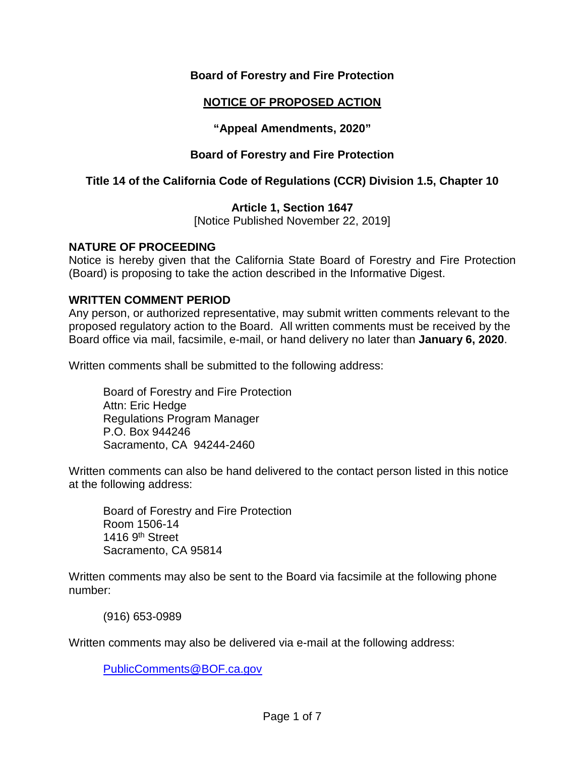**Board of Forestry and Fire Protection**

**NOTICE OF PROPOSED ACTION**

**"Appeal Amendments, 2020"**

**Board of Forestry and Fire Protection**

**Title 14 of the California Code of Regulations (CCR) Division 1.5, Chapter 10**

**Article 1, Section 1647**

[Notice Published November 22, 2019]

## NATURE OF PROCEEDING

Notice is hereby given that the California State Board of Forestry and Fire Protection (Board) is proposing to take the action described in the Informative Digest.

## WRITTEN COMMENT PERIOD

Any person, or authorized representative, may submit written comments relevant to the proposed regulatory action to the Board. All written comments must be received by the Board office via mail, facsimile, e-mail, or hand delivery no later than **January 6, 2020**.

Written comments shall be submitted to the following address:

Board of Forestry and Fire Protection
Attn: Eric Hedge
Regulations Program Manager
P.O. Box 944246
Sacramento, CA 94244-2460

Written comments can also be hand delivered to the contact person listed in this notice at the following address:

Board of Forestry and Fire Protection
Room 1506-14
1416 9th Street
Sacramento, CA 95814

Written comments may also be sent to the Board via facsimile at the following phone number:

(916) 653-0989

Written comments may also be delivered via e-mail at the following address:

PublicComments@BOF.ca.gov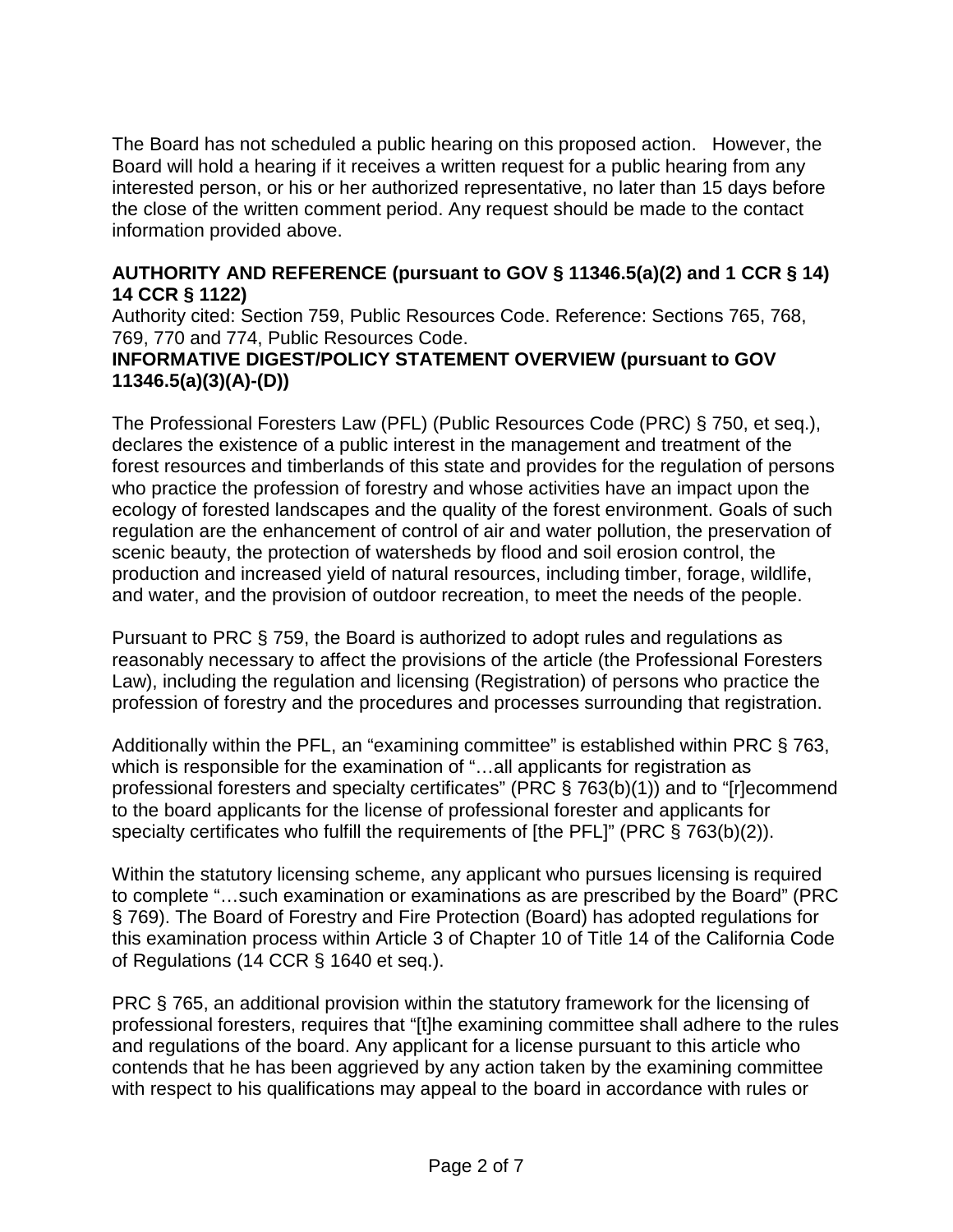The Board has not scheduled a public hearing on this proposed action. However, the Board will hold a hearing if it receives a written request for a public hearing from any interested person, or his or her authorized representative, no later than 15 days before the close of the written comment period. Any request should be made to the contact information provided above.

**AUTHORITY AND REFERENCE (pursuant to GOV § 11346.5(a)(2) and 1 CCR § 14) 14 CCR § 1122)**

Authority cited: Section 759, Public Resources Code. Reference: Sections 765, 768, 769, 770 and 774, Public Resources Code.

**INFORMATIVE DIGEST/POLICY STATEMENT OVERVIEW (pursuant to GOV 11346.5(a)(3)(A)-(D))**

The Professional Foresters Law (PFL) (Public Resources Code (PRC) § 750, et seq.), declares the existence of a public interest in the management and treatment of the forest resources and timberlands of this state and provides for the regulation of persons who practice the profession of forestry and whose activities have an impact upon the ecology of forested landscapes and the quality of the forest environment. Goals of such regulation are the enhancement of control of air and water pollution, the preservation of scenic beauty, the protection of watersheds by flood and soil erosion control, the production and increased yield of natural resources, including timber, forage, wildlife, and water, and the provision of outdoor recreation, to meet the needs of the people.

Pursuant to PRC § 759, the Board is authorized to adopt rules and regulations as reasonably necessary to affect the provisions of the article (the Professional Foresters Law), including the regulation and licensing (Registration) of persons who practice the profession of forestry and the procedures and processes surrounding that registration.

Additionally within the PFL, an "examining committee" is established within PRC § 763, which is responsible for the examination of "…all applicants for registration as professional foresters and specialty certificates" (PRC § 763(b)(1)) and to "[r]ecommend to the board applicants for the license of professional forester and applicants for specialty certificates who fulfill the requirements of [the PFL]" (PRC § 763(b)(2)).

Within the statutory licensing scheme, any applicant who pursues licensing is required to complete "…such examination or examinations as are prescribed by the Board" (PRC § 769). The Board of Forestry and Fire Protection (Board) has adopted regulations for this examination process within Article 3 of Chapter 10 of Title 14 of the California Code of Regulations (14 CCR § 1640 et seq.).

PRC § 765, an additional provision within the statutory framework for the licensing of professional foresters, requires that "[t]he examining committee shall adhere to the rules and regulations of the board. Any applicant for a license pursuant to this article who contends that he has been aggrieved by any action taken by the examining committee with respect to his qualifications may appeal to the board in accordance with rules or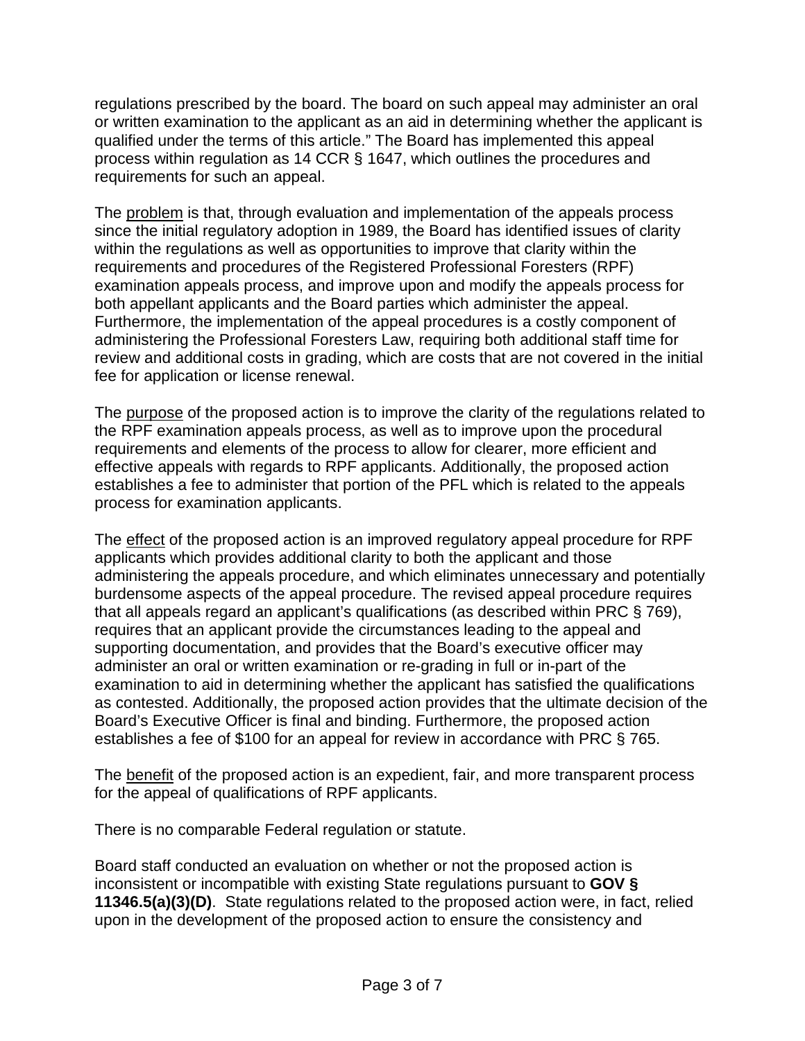regulations prescribed by the board. The board on such appeal may administer an oral or written examination to the applicant as an aid in determining whether the applicant is qualified under the terms of this article." The Board has implemented this appeal process within regulation as 14 CCR § 1647, which outlines the procedures and requirements for such an appeal.

The problem is that, through evaluation and implementation of the appeals process since the initial regulatory adoption in 1989, the Board has identified issues of clarity within the regulations as well as opportunities to improve that clarity within the requirements and procedures of the Registered Professional Foresters (RPF) examination appeals process, and improve upon and modify the appeals process for both appellant applicants and the Board parties which administer the appeal. Furthermore, the implementation of the appeal procedures is a costly component of administering the Professional Foresters Law, requiring both additional staff time for review and additional costs in grading, which are costs that are not covered in the initial fee for application or license renewal.

The purpose of the proposed action is to improve the clarity of the regulations related to the RPF examination appeals process, as well as to improve upon the procedural requirements and elements of the process to allow for clearer, more efficient and effective appeals with regards to RPF applicants. Additionally, the proposed action establishes a fee to administer that portion of the PFL which is related to the appeals process for examination applicants.

The effect of the proposed action is an improved regulatory appeal procedure for RPF applicants which provides additional clarity to both the applicant and those administering the appeals procedure, and which eliminates unnecessary and potentially burdensome aspects of the appeal procedure. The revised appeal procedure requires that all appeals regard an applicant's qualifications (as described within PRC § 769), requires that an applicant provide the circumstances leading to the appeal and supporting documentation, and provides that the Board's executive officer may administer an oral or written examination or re-grading in full or in-part of the examination to aid in determining whether the applicant has satisfied the qualifications as contested. Additionally, the proposed action provides that the ultimate decision of the Board's Executive Officer is final and binding. Furthermore, the proposed action establishes a fee of $100 for an appeal for review in accordance with PRC § 765.

The benefit of the proposed action is an expedient, fair, and more transparent process for the appeal of qualifications of RPF applicants.

There is no comparable Federal regulation or statute.

Board staff conducted an evaluation on whether or not the proposed action is inconsistent or incompatible with existing State regulations pursuant to **GOV § 11346.5(a)(3)(D)**. State regulations related to the proposed action were, in fact, relied upon in the development of the proposed action to ensure the consistency and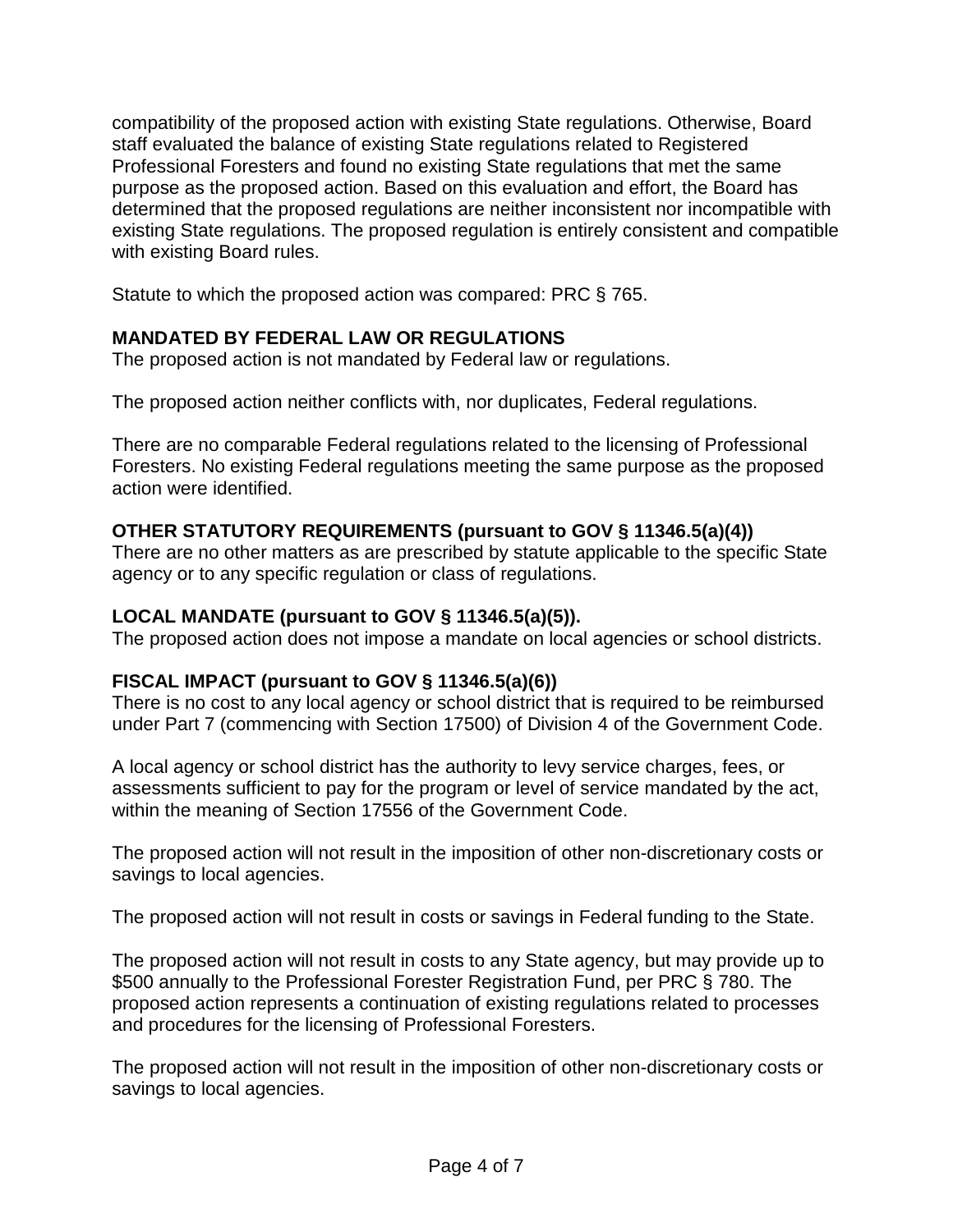compatibility of the proposed action with existing State regulations. Otherwise, Board staff evaluated the balance of existing State regulations related to Registered Professional Foresters and found no existing State regulations that met the same purpose as the proposed action. Based on this evaluation and effort, the Board has determined that the proposed regulations are neither inconsistent nor incompatible with existing State regulations. The proposed regulation is entirely consistent and compatible with existing Board rules.

Statute to which the proposed action was compared: PRC § 765.

**MANDATED BY FEDERAL LAW OR REGULATIONS**

The proposed action is not mandated by Federal law or regulations.

The proposed action neither conflicts with, nor duplicates, Federal regulations.

There are no comparable Federal regulations related to the licensing of Professional Foresters. No existing Federal regulations meeting the same purpose as the proposed action were identified.

**OTHER STATUTORY REQUIREMENTS (pursuant to GOV § 11346.5(a)(4))**

There are no other matters as are prescribed by statute applicable to the specific State agency or to any specific regulation or class of regulations.

**LOCAL MANDATE (pursuant to GOV § 11346.5(a)(5)).**

The proposed action does not impose a mandate on local agencies or school districts.

**FISCAL IMPACT (pursuant to GOV § 11346.5(a)(6))**

There is no cost to any local agency or school district that is required to be reimbursed under Part 7 (commencing with Section 17500) of Division 4 of the Government Code.

A local agency or school district has the authority to levy service charges, fees, or assessments sufficient to pay for the program or level of service mandated by the act, within the meaning of Section 17556 of the Government Code.

The proposed action will not result in the imposition of other non-discretionary costs or savings to local agencies.

The proposed action will not result in costs or savings in Federal funding to the State.

The proposed action will not result in costs to any State agency, but may provide up to $500 annually to the Professional Forester Registration Fund, per PRC § 780. The proposed action represents a continuation of existing regulations related to processes and procedures for the licensing of Professional Foresters.

The proposed action will not result in the imposition of other non-discretionary costs or savings to local agencies.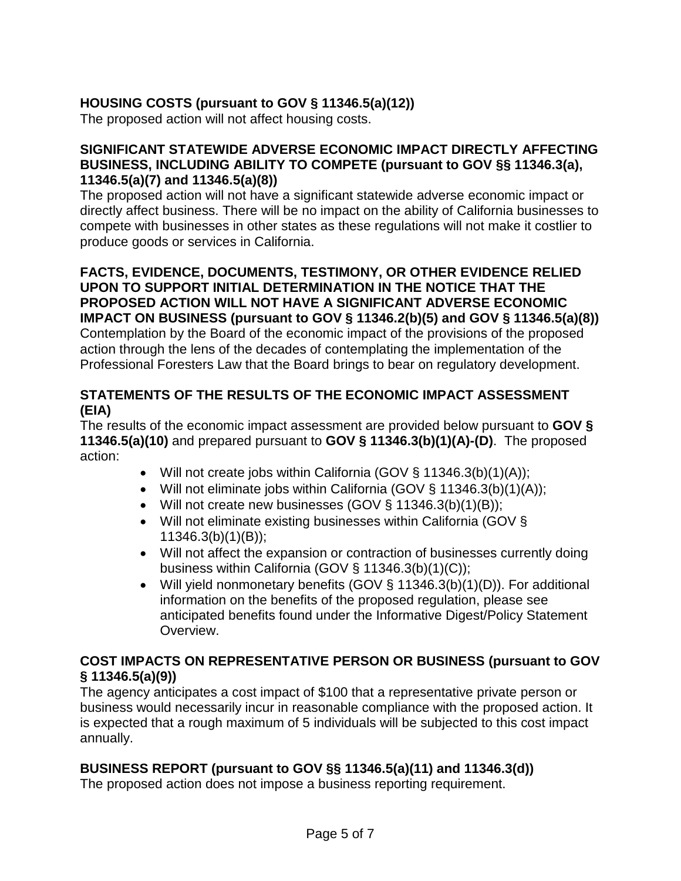**HOUSING COSTS (pursuant to GOV § 11346.5(a)(12))**
The proposed action will not affect housing costs.

**SIGNIFICANT STATEWIDE ADVERSE ECONOMIC IMPACT DIRECTLY AFFECTING BUSINESS, INCLUDING ABILITY TO COMPETE (pursuant to GOV §§ 11346.3(a), 11346.5(a)(7) and 11346.5(a)(8))**
The proposed action will not have a significant statewide adverse economic impact or directly affect business. There will be no impact on the ability of California businesses to compete with businesses in other states as these regulations will not make it costlier to produce goods or services in California.

**FACTS, EVIDENCE, DOCUMENTS, TESTIMONY, OR OTHER EVIDENCE RELIED UPON TO SUPPORT INITIAL DETERMINATION IN THE NOTICE THAT THE PROPOSED ACTION WILL NOT HAVE A SIGNIFICANT ADVERSE ECONOMIC IMPACT ON BUSINESS (pursuant to GOV § 11346.2(b)(5) and GOV § 11346.5(a)(8))**
Contemplation by the Board of the economic impact of the provisions of the proposed action through the lens of the decades of contemplating the implementation of the Professional Foresters Law that the Board brings to bear on regulatory development.

**STATEMENTS OF THE RESULTS OF THE ECONOMIC IMPACT ASSESSMENT (EIA)**
The results of the economic impact assessment are provided below pursuant to **GOV § 11346.5(a)(10)** and prepared pursuant to **GOV § 11346.3(b)(1)(A)-(D)**. The proposed action:

- Will not create jobs within California (GOV § 11346.3(b)(1)(A));
- Will not eliminate jobs within California (GOV § 11346.3(b)(1)(A));
- Will not create new businesses (GOV § 11346.3(b)(1)(B));
- Will not eliminate existing businesses within California (GOV § 11346.3(b)(1)(B));
- Will not affect the expansion or contraction of businesses currently doing business within California (GOV § 11346.3(b)(1)(C));
- Will yield nonmonetary benefits (GOV § 11346.3(b)(1)(D)). For additional information on the benefits of the proposed regulation, please see anticipated benefits found under the Informative Digest/Policy Statement Overview.

**COST IMPACTS ON REPRESENTATIVE PERSON OR BUSINESS (pursuant to GOV § 11346.5(a)(9))**
The agency anticipates a cost impact of $100 that a representative private person or business would necessarily incur in reasonable compliance with the proposed action. It is expected that a rough maximum of 5 individuals will be subjected to this cost impact annually.

**BUSINESS REPORT (pursuant to GOV §§ 11346.5(a)(11) and 11346.3(d))**
The proposed action does not impose a business reporting requirement.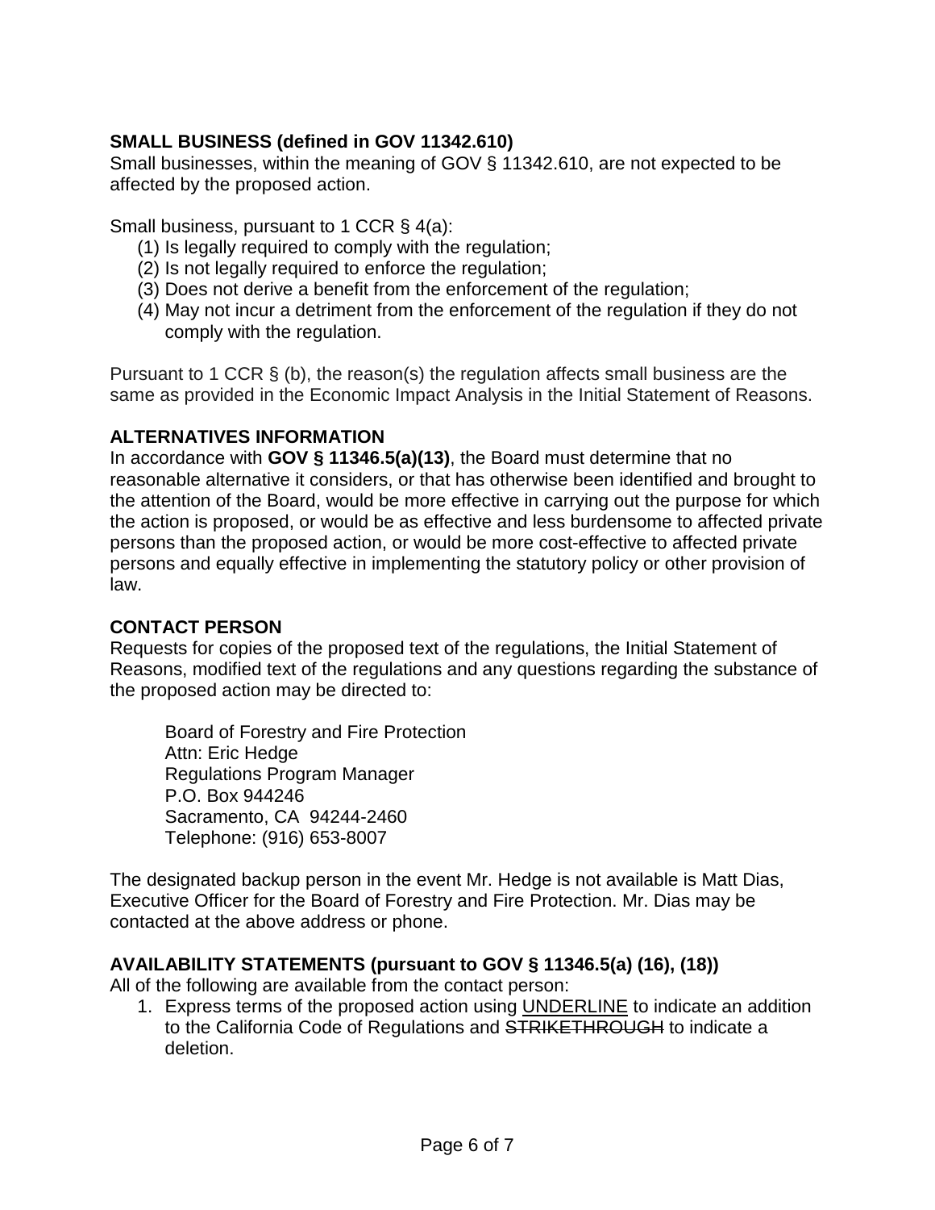**SMALL BUSINESS (defined in GOV 11342.610)**
Small businesses, within the meaning of GOV § 11342.610, are not expected to be affected by the proposed action.

Small business, pursuant to 1 CCR § 4(a):

(1) Is legally required to comply with the regulation;
(2) Is not legally required to enforce the regulation;
(3) Does not derive a benefit from the enforcement of the regulation;
(4) May not incur a detriment from the enforcement of the regulation if they do not comply with the regulation.

Pursuant to 1 CCR § (b), the reason(s) the regulation affects small business are the same as provided in the Economic Impact Analysis in the Initial Statement of Reasons.

**ALTERNATIVES INFORMATION**
In accordance with **GOV § 11346.5(a)(13)**, the Board must determine that no reasonable alternative it considers, or that has otherwise been identified and brought to the attention of the Board, would be more effective in carrying out the purpose for which the action is proposed, or would be as effective and less burdensome to affected private persons than the proposed action, or would be more cost-effective to affected private persons and equally effective in implementing the statutory policy or other provision of law.

**CONTACT PERSON**
Requests for copies of the proposed text of the regulations, the Initial Statement of Reasons, modified text of the regulations and any questions regarding the substance of the proposed action may be directed to:

Board of Forestry and Fire Protection
Attn: Eric Hedge
Regulations Program Manager
P.O. Box 944246
Sacramento, CA 94244-2460
Telephone: (916) 653-8007

The designated backup person in the event Mr. Hedge is not available is Matt Dias, Executive Officer for the Board of Forestry and Fire Protection. Mr. Dias may be contacted at the above address or phone.

**AVAILABILITY STATEMENTS (pursuant to GOV § 11346.5(a) (16), (18))**
All of the following are available from the contact person:

1. Express terms of the proposed action using <u>UNDERLINE</u> to indicate an addition to the California Code of Regulations and ~~STRIKETHROUGH~~ to indicate a deletion.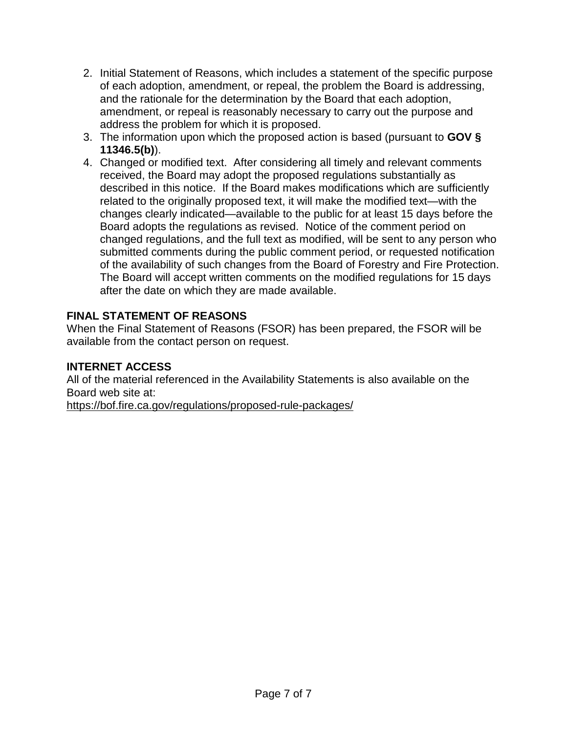2. Initial Statement of Reasons, which includes a statement of the specific purpose of each adoption, amendment, or repeal, the problem the Board is addressing, and the rationale for the determination by the Board that each adoption, amendment, or repeal is reasonably necessary to carry out the purpose and address the problem for which it is proposed.
3. The information upon which the proposed action is based (pursuant to **GOV § 11346.5(b)**).
4. Changed or modified text. After considering all timely and relevant comments received, the Board may adopt the proposed regulations substantially as described in this notice. If the Board makes modifications which are sufficiently related to the originally proposed text, it will make the modified text—with the changes clearly indicated—available to the public for at least 15 days before the Board adopts the regulations as revised. Notice of the comment period on changed regulations, and the full text as modified, will be sent to any person who submitted comments during the public comment period, or requested notification of the availability of such changes from the Board of Forestry and Fire Protection. The Board will accept written comments on the modified regulations for 15 days after the date on which they are made available.

**FINAL STATEMENT OF REASONS**

When the Final Statement of Reasons (FSOR) has been prepared, the FSOR will be available from the contact person on request.

**INTERNET ACCESS**

All of the material referenced in the Availability Statements is also available on the Board web site at:
https://bof.fire.ca.gov/regulations/proposed-rule-packages/